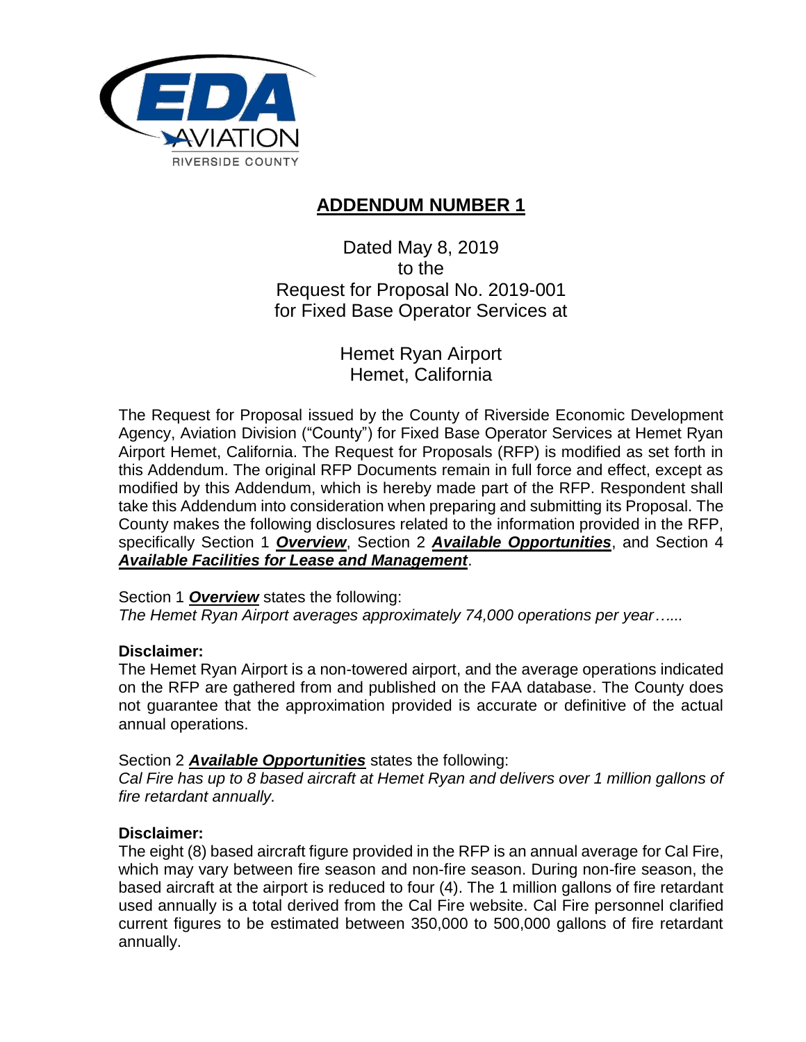# ADDENDUM NUMBER 1

Dated May 8, 2019
to the
Request for Proposal No. 2019-001
for Fixed Base Operator Services at

Hemet Ryan Airport
Hemet, California

The Request for Proposal issued by the County of Riverside Economic Development Agency, Aviation Division ("County") for Fixed Base Operator Services at Hemet Ryan Airport Hemet, California. The Request for Proposals (RFP) is modified as set forth in this Addendum. The original RFP Documents remain in full force and effect, except as modified by this Addendum, which is hereby made part of the RFP. Respondent shall take this Addendum into consideration when preparing and submitting its Proposal. The County makes the following disclosures related to the information provided in the RFP, specifically Section 1 ***Overview***, Section 2 ***Available Opportunities***, and Section 4 ***Available Facilities for Lease and Management***.

Section 1 ***Overview*** states the following:
*The Hemet Ryan Airport averages approximately 74,000 operations per year…...*

**Disclaimer:**
The Hemet Ryan Airport is a non-towered airport, and the average operations indicated on the RFP are gathered from and published on the FAA database. The County does not guarantee that the approximation provided is accurate or definitive of the actual annual operations.

Section 2 ***Available Opportunities*** states the following:
*Cal Fire has up to 8 based aircraft at Hemet Ryan and delivers over 1 million gallons of fire retardant annually.*

**Disclaimer:**
The eight (8) based aircraft figure provided in the RFP is an annual average for Cal Fire, which may vary between fire season and non-fire season. During non-fire season, the based aircraft at the airport is reduced to four (4). The 1 million gallons of fire retardant used annually is a total derived from the Cal Fire website. Cal Fire personnel clarified current figures to be estimated between 350,000 to 500,000 gallons of fire retardant annually.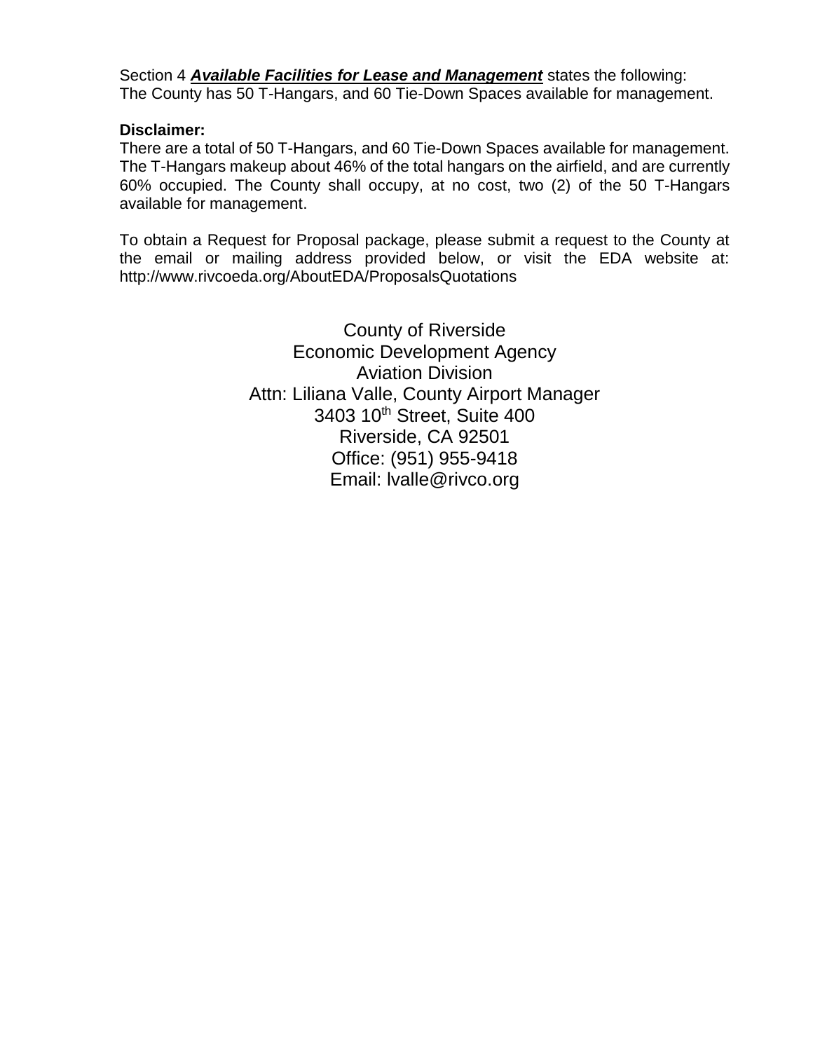Section 4 ***Available Facilities for Lease and Management*** states the following:
The County has 50 T-Hangars, and 60 Tie-Down Spaces available for management.

**Disclaimer:**
There are a total of 50 T-Hangars, and 60 Tie-Down Spaces available for management. The T-Hangars makeup about 46% of the total hangars on the airfield, and are currently 60% occupied. The County shall occupy, at no cost, two (2) of the 50 T-Hangars available for management.

To obtain a Request for Proposal package, please submit a request to the County at the email or mailing address provided below, or visit the EDA website at: http://www.rivcoeda.org/AboutEDA/ProposalsQuotations

County of Riverside
Economic Development Agency
Aviation Division
Attn: Liliana Valle, County Airport Manager
3403 10th Street, Suite 400
Riverside, CA 92501
Office: (951) 955-9418
Email: lvalle@rivco.org